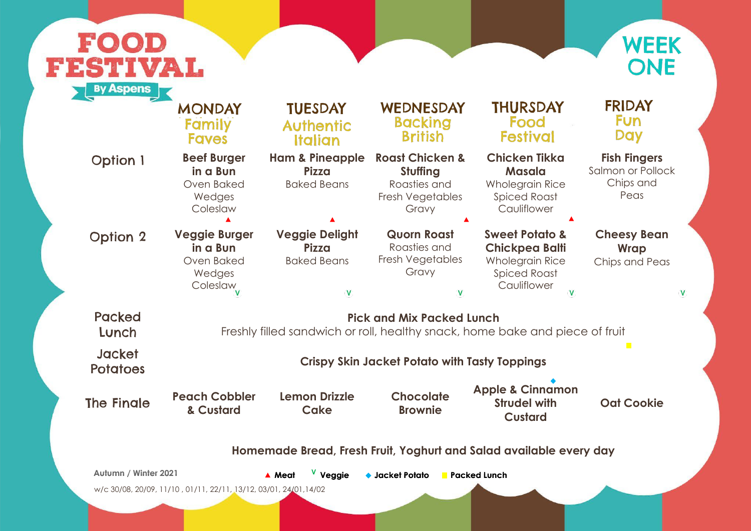# FOOD FESTIVAL

By Aspens

## WEEK ONE

| | MONDAY Family Faves | TUESDAY Authentic Italian | WEDNESDAY Backing British | THURSDAY Food Festival | FRIDAY Fun Day |
|---|---|---|---|---|---|
| Option 1 | **Beef Burger in a Bun** Oven Baked Wedges Coleslaw ▲ | **Ham & Pineapple Pizza** Baked Beans ▲ | **Roast Chicken & Stuffing** Roasties and Fresh Vegetables Gravy ▲ | **Chicken Tikka Masala** Wholegrain Rice Spiced Roast Cauliflower ▲ | **Fish Fingers** Salmon or Pollock Chips and Peas |
| Option 2 | **Veggie Burger in a Bun** Oven Baked Wedges Coleslaw V | **Veggie Delight Pizza** Baked Beans V | **Quorn Roast** Roasties and Fresh Vegetables Gravy V | **Sweet Potato & Chickpea Balti** Wholegrain Rice Spiced Roast Cauliflower V | **Cheesy Bean Wrap** Chips and Peas V |
| Packed Lunch | **Pick and Mix Packed Lunch** Freshly filled sandwich or roll, healthy snack, home bake and piece of fruit | | | | |
| Jacket Potatoes | **Crispy Skin Jacket Potato with Tasty Toppings** | | | | |
| The Finale | **Peach Cobbler & Custard** | **Lemon Drizzle Cake** | **Chocolate Brownie** | **Apple & Cinnamon Strudel with Custard** | **Oat Cookie** |

**Homemade Bread, Fresh Fruit, Yoghurt and Salad available every day**

Autumn / Winter 2021

▲ Meat V Veggie ◆ Jacket Potato ■ Packed Lunch

w/c 30/08, 20/09, 11/10 , 01/11, 22/11, 13/12, 03/01, 24/01,14/02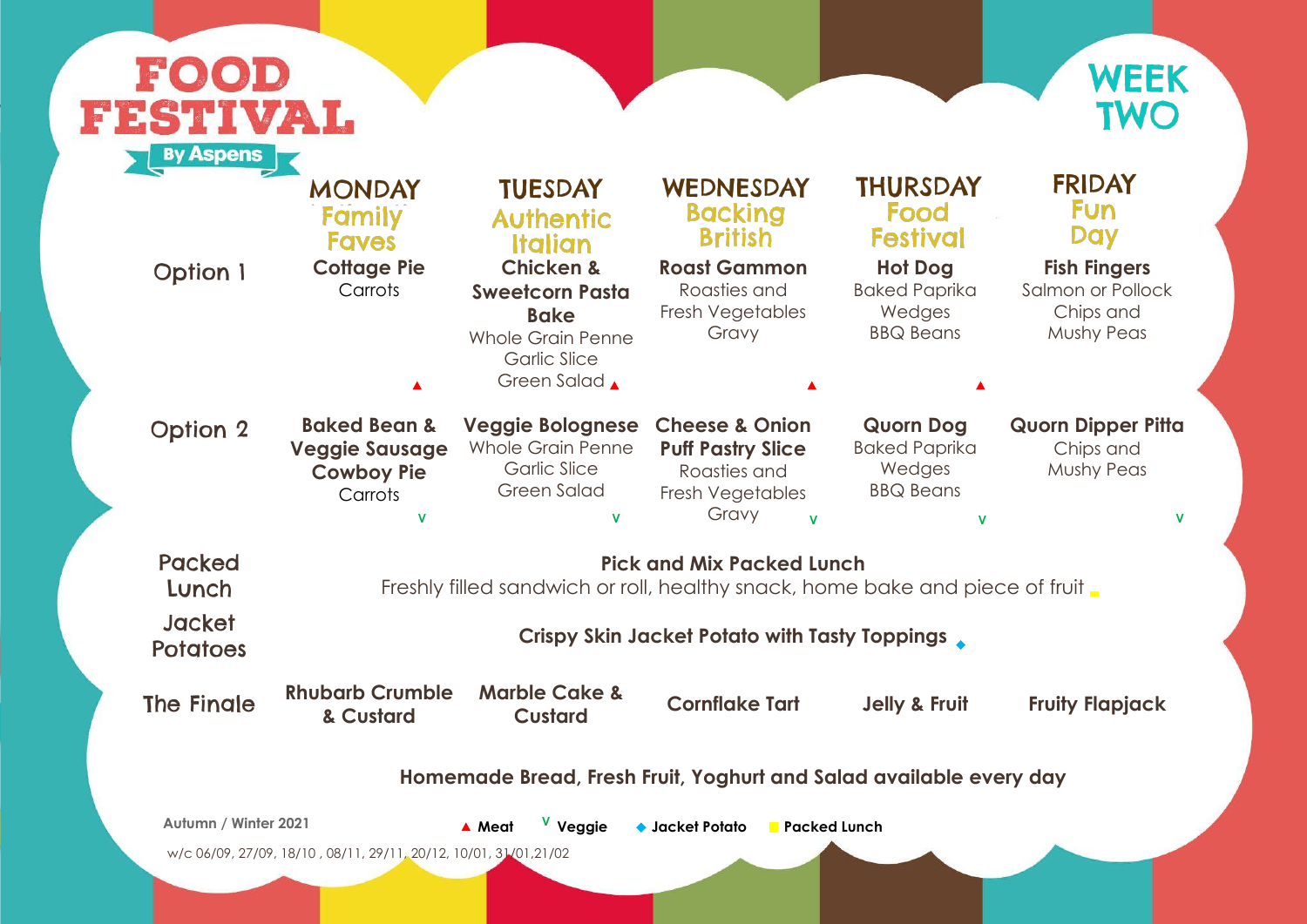# FOOD FESTIVAL

By Aspens

## WEEK TWO

| | MONDAY<br>Family Faves | TUESDAY<br>Authentic Italian | WEDNESDAY<br>Backing British | THURSDAY<br>Food Festival | FRIDAY<br>Fun Day |
|---|---|---|---|---|---|
| Option 1 | **Cottage Pie**<br>Carrots<br>▲ | **Chicken & Sweetcorn Pasta Bake**<br>Whole Grain Penne<br>Garlic Slice<br>Green Salad ▲ | **Roast Gammon**<br>Roasties and Fresh Vegetables<br>Gravy<br>▲ | **Hot Dog**<br>Baked Paprika Wedges<br>BBQ Beans<br>▲ | **Fish Fingers**<br>Salmon or Pollock<br>Chips and Mushy Peas |
| Option 2 | **Baked Bean & Veggie Sausage Cowboy Pie**<br>Carrots<br>V | **Veggie Bolognese**<br>Whole Grain Penne<br>Garlic Slice<br>Green Salad<br>V | **Cheese & Onion Puff Pastry Slice**<br>Roasties and Fresh Vegetables<br>Gravy V | **Quorn Dog**<br>Baked Paprika Wedges<br>BBQ Beans<br>V | **Quorn Dipper Pitta**<br>Chips and Mushy Peas<br>V |
| Packed Lunch | **Pick and Mix Packed Lunch**<br>Freshly filled sandwich or roll, healthy snack, home bake and piece of fruit ■ | | | | |
| Jacket Potatoes | **Crispy Skin Jacket Potato with Tasty Toppings** ◆ | | | | |
| The Finale | **Rhubarb Crumble & Custard** | **Marble Cake & Custard** | **Cornflake Tart** | **Jelly & Fruit** | **Fruity Flapjack** |

**Homemade Bread, Fresh Fruit, Yoghurt and Salad available every day**

Autumn / Winter 2021

▲ **Meat** V **Veggie** ◆ **Jacket Potato** ■ **Packed Lunch**

w/c 06/09, 27/09, 18/10 , 08/11, 29/11, 20/12, 10/01, 31/01,21/02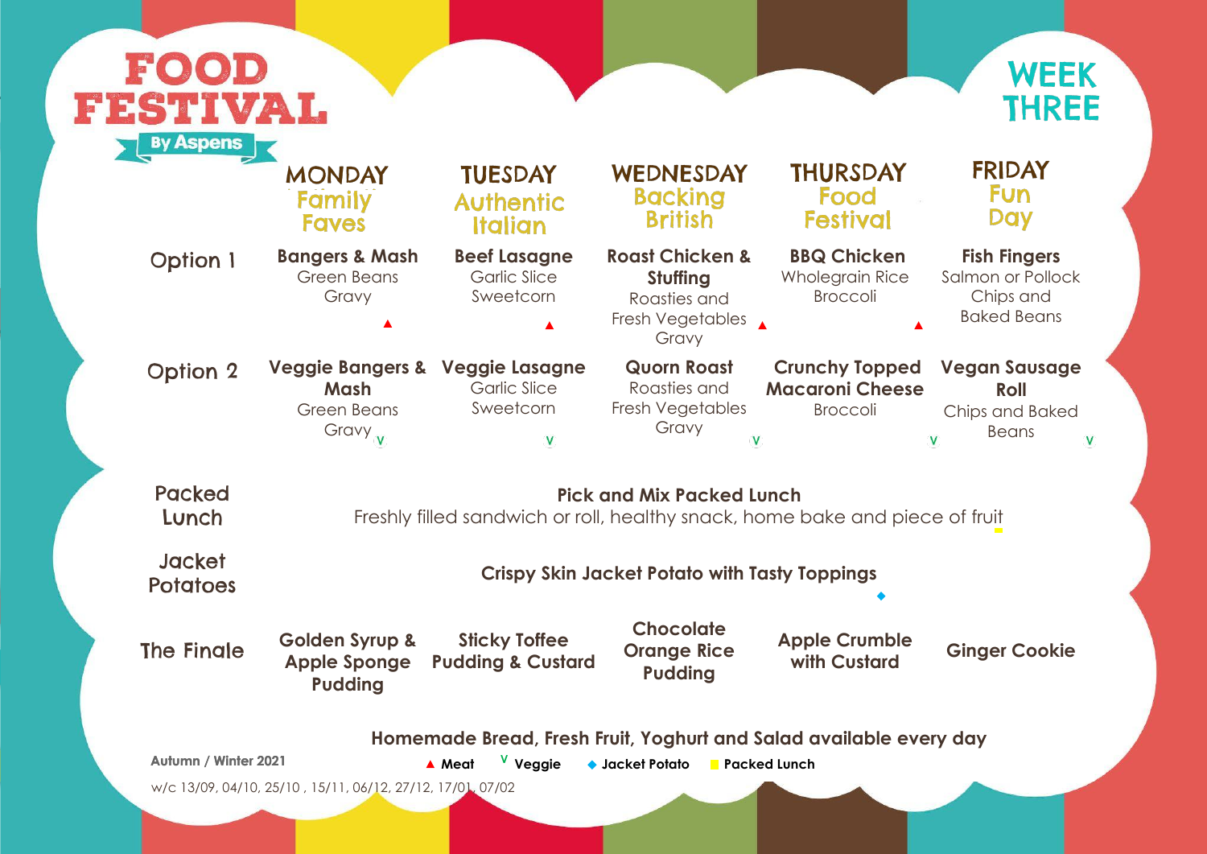# FOOD FESTIVAL

By Aspens

## WEEK THREE

| | MONDAY Family Faves | TUESDAY Authentic Italian | WEDNESDAY Backing British | THURSDAY Food Festival | FRIDAY Fun Day |
|---|---|---|---|---|---|
| Option 1 | **Bangers & Mash** Green Beans Gravy ▲ | **Beef Lasagne** Garlic Slice Sweetcorn ▲ | **Roast Chicken & Stuffing** Roasties and Fresh Vegetables Gravy ▲ | **BBQ Chicken** Wholegrain Rice Broccoli ▲ | **Fish Fingers** Salmon or Pollock Chips and Baked Beans |
| Option 2 | **Veggie Bangers & Mash** Green Beans Gravy V | **Veggie Lasagne** Garlic Slice Sweetcorn V | **Quorn Roast** Roasties and Fresh Vegetables Gravy V | **Crunchy Topped Macaroni Cheese** Broccoli V | **Vegan Sausage Roll** Chips and Baked Beans V |
| Packed Lunch | **Pick and Mix Packed Lunch** Freshly filled sandwich or roll, healthy snack, home bake and piece of fruit ■ | | | | |
| Jacket Potatoes | **Crispy Skin Jacket Potato with Tasty Toppings** ◆ | | | | |
| The Finale | **Golden Syrup & Apple Sponge Pudding** | **Sticky Toffee Pudding & Custard** | **Chocolate Orange Rice Pudding** | **Apple Crumble with Custard** | **Ginger Cookie** |

**Homemade Bread, Fresh Fruit, Yoghurt and Salad available every day**

**Autumn / Winter 2021**

▲ **Meat** V **Veggie** ◆ **Jacket Potato** ■ **Packed Lunch**

w/c 13/09, 04/10, 25/10 , 15/11, 06/12, 27/12, 17/01, 07/02